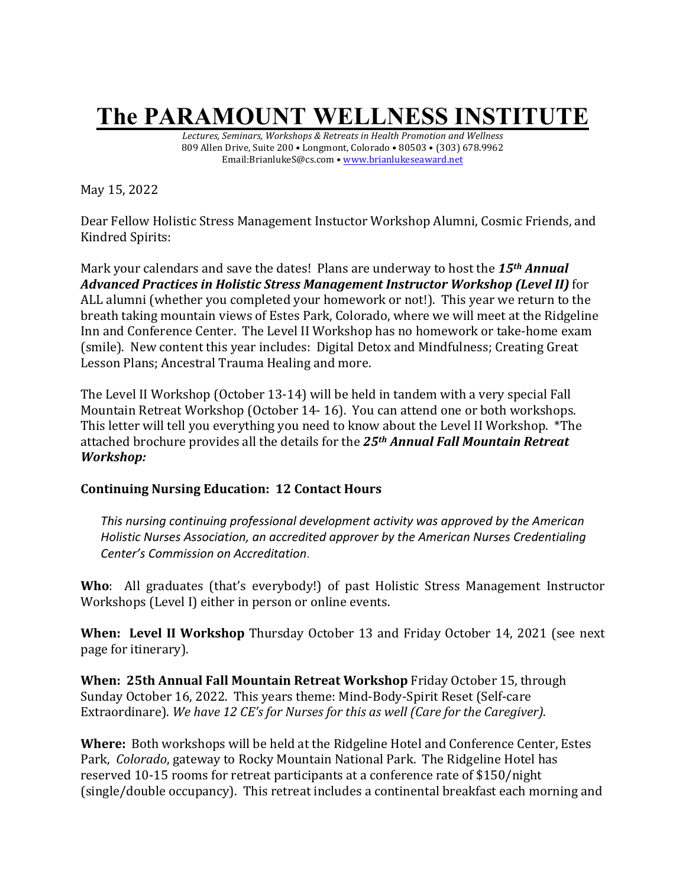# The PARAMOUNT WELLNESS INSTITUTE

*Lectures, Seminars, Workshops & Retreats in Health Promotion and Wellness*
809 Allen Drive, Suite 200 • Longmont, Colorado • 80503 • (303) 678.9962
Email:BrianlukeS@cs.com • www.brianlukeseaward.net

May 15, 2022

Dear Fellow Holistic Stress Management Instuctor Workshop Alumni, Cosmic Friends, and Kindred Spirits:

Mark your calendars and save the dates! Plans are underway to host the ***15th Annual Advanced Practices in Holistic Stress Management Instructor Workshop (Level II)*** for ALL alumni (whether you completed your homework or not!). This year we return to the breath taking mountain views of Estes Park, Colorado, where we will meet at the Ridgeline Inn and Conference Center. The Level II Workshop has no homework or take-home exam (smile). New content this year includes: Digital Detox and Mindfulness; Creating Great Lesson Plans; Ancestral Trauma Healing and more.

The Level II Workshop (October 13-14) will be held in tandem with a very special Fall Mountain Retreat Workshop (October 14- 16). You can attend one or both workshops. This letter will tell you everything you need to know about the Level II Workshop. *The attached brochure provides all the details for the ***25th Annual Fall Mountain Retreat Workshop:***

**Continuing Nursing Education: 12 Contact Hours**

> *This nursing continuing professional development activity was approved by the American Holistic Nurses Association, an accredited approver by the American Nurses Credentialing Center's Commission on Accreditation.*

**Who**: All graduates (that's everybody!) of past Holistic Stress Management Instructor Workshops (Level I) either in person or online events.

**When: Level II Workshop** Thursday October 13 and Friday October 14, 2021 (see next page for itinerary).

**When: 25th Annual Fall Mountain Retreat Workshop** Friday October 15, through Sunday October 16, 2022. This years theme: Mind-Body-Spirit Reset (Self-care Extraordinare). *We have 12 CE's for Nurses for this as well (Care for the Caregiver).*

**Where:** Both workshops will be held at the Ridgeline Hotel and Conference Center, Estes Park, *Colorado*, gateway to Rocky Mountain National Park. The Ridgeline Hotel has reserved 10-15 rooms for retreat participants at a conference rate of $150/night (single/double occupancy). This retreat includes a continental breakfast each morning and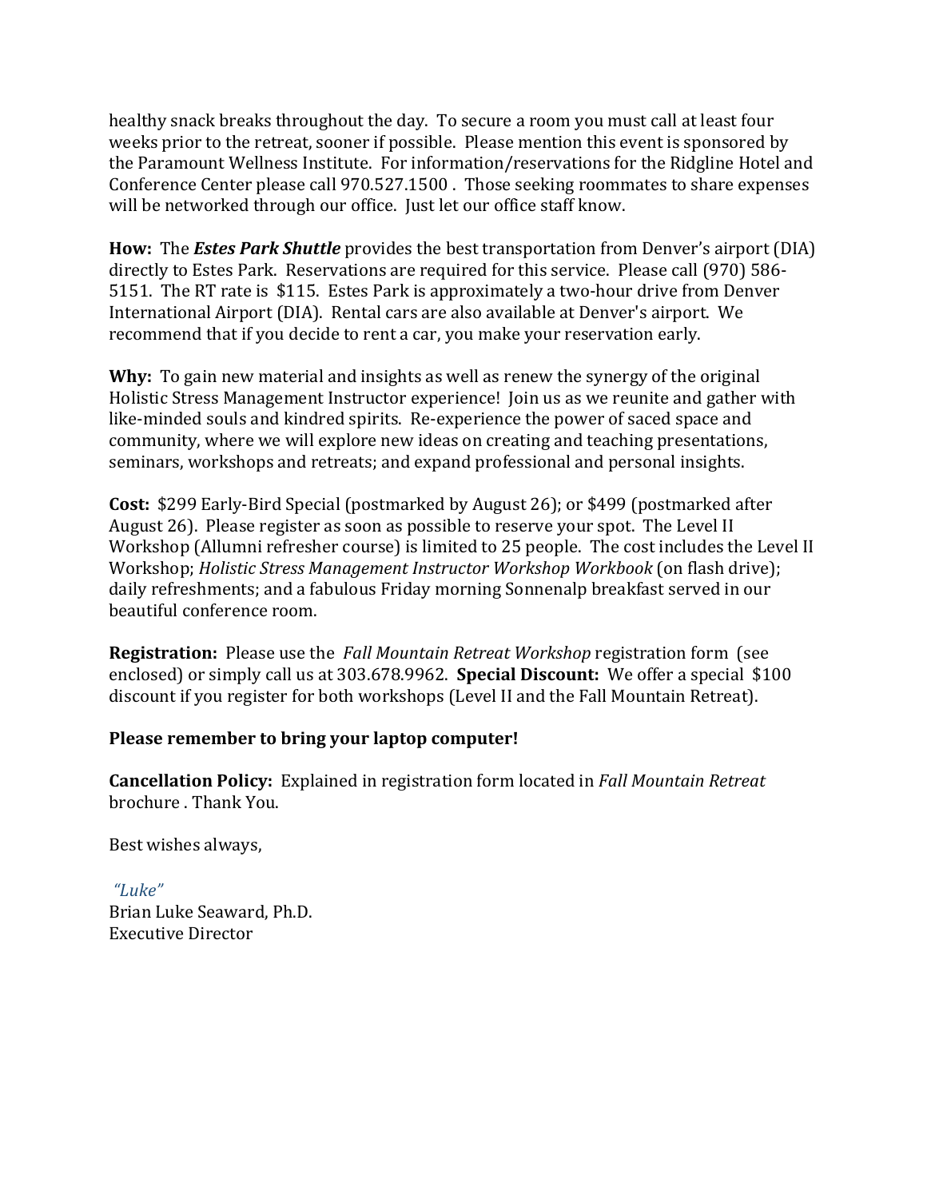healthy snack breaks throughout the day. To secure a room you must call at least four weeks prior to the retreat, sooner if possible. Please mention this event is sponsored by the Paramount Wellness Institute. For information/reservations for the Ridgline Hotel and Conference Center please call 970.527.1500 . Those seeking roommates to share expenses will be networked through our office. Just let our office staff know.

**How:** The ***Estes Park Shuttle*** provides the best transportation from Denver's airport (DIA) directly to Estes Park. Reservations are required for this service. Please call (970) 586-5151. The RT rate is $115. Estes Park is approximately a two-hour drive from Denver International Airport (DIA). Rental cars are also available at Denver's airport. We recommend that if you decide to rent a car, you make your reservation early.

**Why:** To gain new material and insights as well as renew the synergy of the original Holistic Stress Management Instructor experience! Join us as we reunite and gather with like-minded souls and kindred spirits. Re-experience the power of saced space and community, where we will explore new ideas on creating and teaching presentations, seminars, workshops and retreats; and expand professional and personal insights.

**Cost:** $299 Early-Bird Special (postmarked by August 26); or $499 (postmarked after August 26). Please register as soon as possible to reserve your spot. The Level II Workshop (Allumni refresher course) is limited to 25 people. The cost includes the Level II Workshop; *Holistic Stress Management Instructor Workshop Workbook* (on flash drive); daily refreshments; and a fabulous Friday morning Sonnenalp breakfast served in our beautiful conference room.

**Registration:** Please use the *Fall Mountain Retreat Workshop* registration form (see enclosed) or simply call us at 303.678.9962. **Special Discount:** We offer a special $100 discount if you register for both workshops (Level II and the Fall Mountain Retreat).

**Please remember to bring your laptop computer!**

**Cancellation Policy:** Explained in registration form located in *Fall Mountain Retreat* brochure . Thank You.

Best wishes always,

*"Luke"*
Brian Luke Seaward, Ph.D.
Executive Director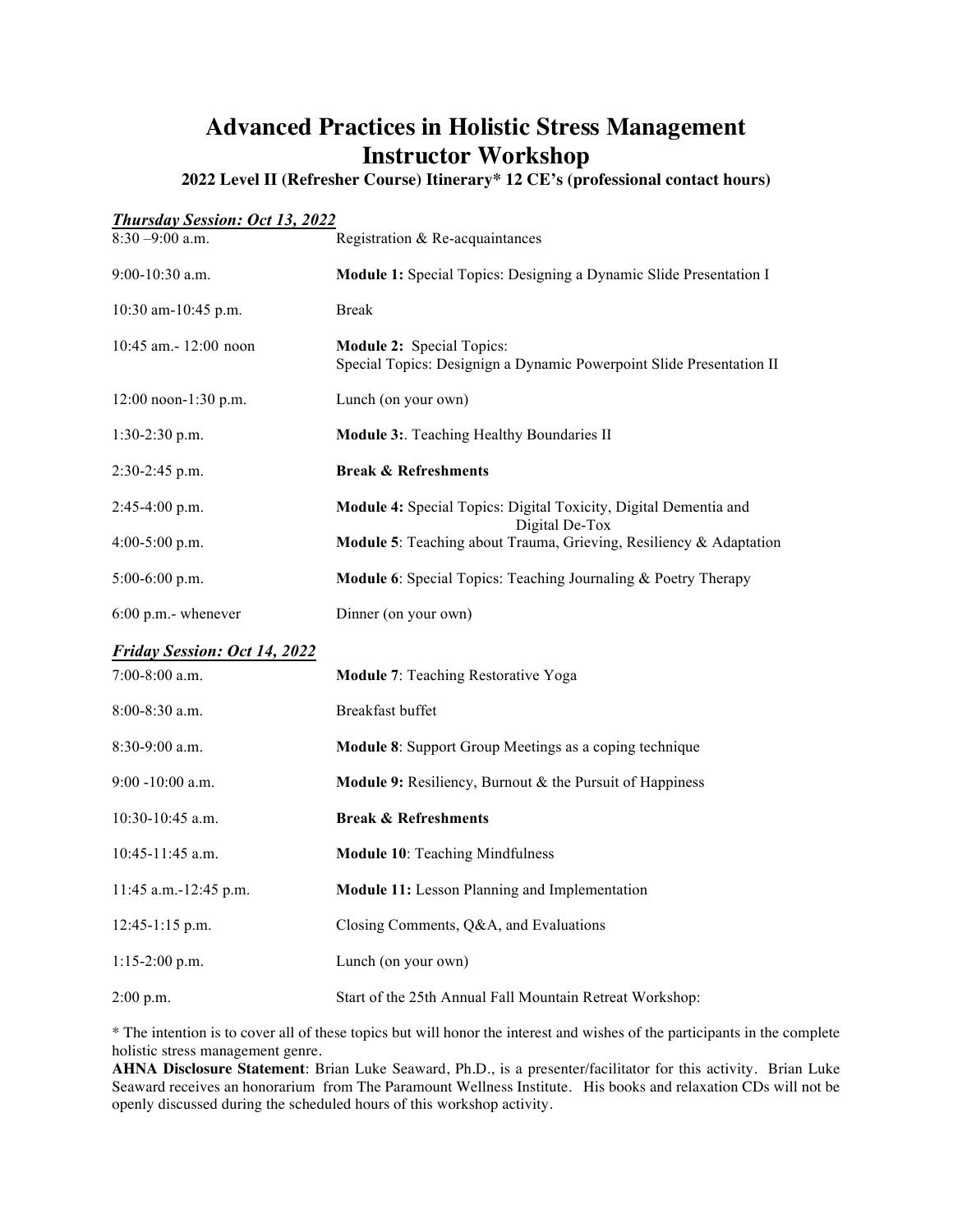# Advanced Practices in Holistic Stress Management Instructor Workshop

### 2022 Level II (Refresher Course) Itinerary* 12 CE's (professional contact hours)

***Thursday Session: Oct 13, 2022***

| | |
|---|---|
| 8:30 –9:00 a.m. | Registration & Re-acquaintances |
| 9:00-10:30 a.m. | **Module 1:** Special Topics: Designing a Dynamic Slide Presentation I |
| 10:30 am-10:45 p.m. | Break |
| 10:45 am.- 12:00 noon | **Module 2:** Special Topics: Special Topics: Designign a Dynamic Powerpoint Slide Presentation II |
| 12:00 noon-1:30 p.m. | Lunch (on your own) |
| 1:30-2:30 p.m. | **Module 3:**. Teaching Healthy Boundaries II |
| 2:30-2:45 p.m. | **Break & Refreshments** |
| 2:45-4:00 p.m. | **Module 4:** Special Topics: Digital Toxicity, Digital Dementia and Digital De-Tox |
| 4:00-5:00 p.m. | **Module 5**: Teaching about Trauma, Grieving, Resiliency & Adaptation |
| 5:00-6:00 p.m. | **Module 6**: Special Topics: Teaching Journaling & Poetry Therapy |
| 6:00 p.m.- whenever | Dinner (on your own) |

***Friday Session: Oct 14, 2022***

| | |
|---|---|
| 7:00-8:00 a.m. | **Module 7**: Teaching Restorative Yoga |
| 8:00-8:30 a.m. | Breakfast buffet |
| 8:30-9:00 a.m. | **Module 8**: Support Group Meetings as a coping technique |
| 9:00 -10:00 a.m. | **Module 9:** Resiliency, Burnout & the Pursuit of Happiness |
| 10:30-10:45 a.m. | **Break & Refreshments** |
| 10:45-11:45 a.m. | **Module 10**: Teaching Mindfulness |
| 11:45 a.m.-12:45 p.m. | **Module 11:** Lesson Planning and Implementation |
| 12:45-1:15 p.m. | Closing Comments, Q&A, and Evaluations |
| 1:15-2:00 p.m. | Lunch (on your own) |
| 2:00 p.m. | Start of the 25th Annual Fall Mountain Retreat Workshop: |

* The intention is to cover all of these topics but will honor the interest and wishes of the participants in the complete holistic stress management genre.

**AHNA Disclosure Statement**: Brian Luke Seaward, Ph.D., is a presenter/facilitator for this activity. Brian Luke Seaward receives an honorarium from The Paramount Wellness Institute. His books and relaxation CDs will not be openly discussed during the scheduled hours of this workshop activity.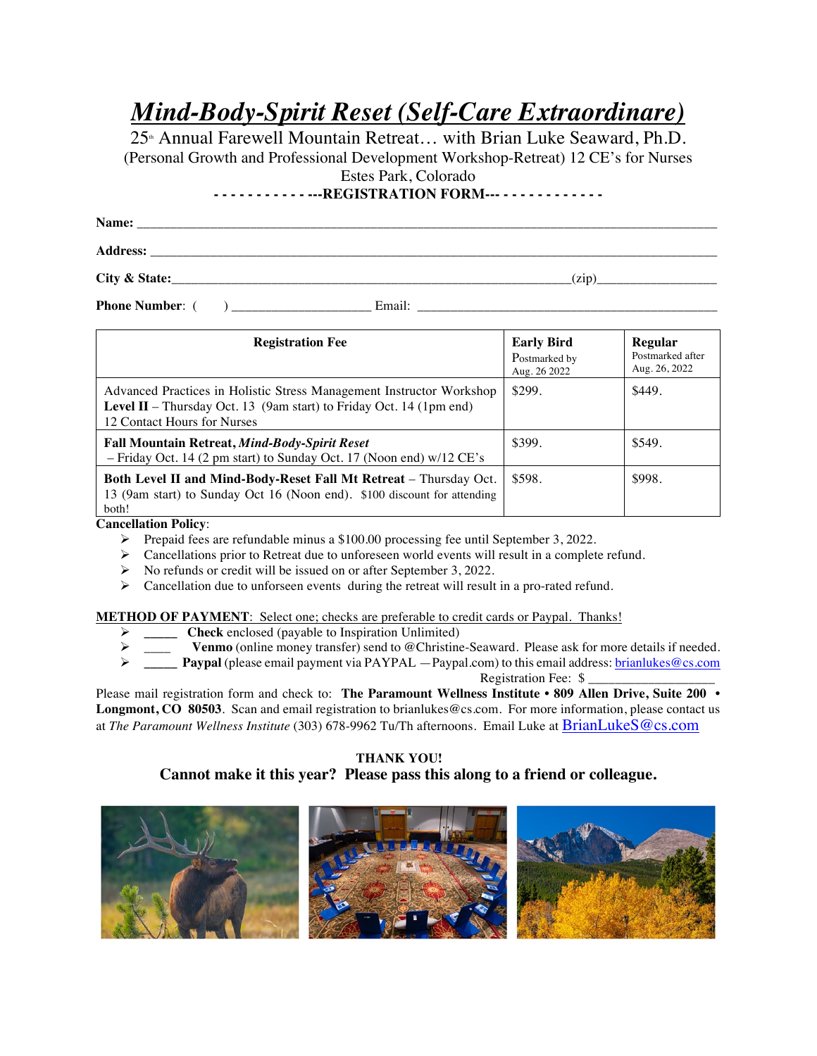# *Mind-Body-Spirit Reset (Self-Care Extraordinare)*

25th Annual Farewell Mountain Retreat… with Brian Luke Seaward, Ph.D.

(Personal Growth and Professional Development Workshop-Retreat) 12 CE's for Nurses

Estes Park, Colorado

**- - - - - - - - - - - - ---REGISTRATION FORM--- - - - - - - - - - - - -**

**Name:** ______________________________________________________________________________

**Address:** ____________________________________________________________________________

**City & State:**___________________________________________________________(zip)_________________

**Phone Number**: (     ) ____________________ Email: ____________________________________________

| Registration Fee | Early Bird<br>Postmarked by Aug. 26 2022 | Regular<br>Postmarked after Aug. 26, 2022 |
|---|---|---|
| Advanced Practices in Holistic Stress Management Instructor Workshop **Level II** – Thursday Oct. 13 (9am start) to Friday Oct. 14 (1pm end) 12 Contact Hours for Nurses | $299. | $449. |
| **Fall Mountain Retreat, *Mind-Body-Spirit Reset*** – Friday Oct. 14 (2 pm start) to Sunday Oct. 17 (Noon end) w/12 CE's | $399. | $549. |
| **Both Level II and Mind-Body-Reset Fall Mt Retreat** – Thursday Oct. 13 (9am start) to Sunday Oct 16 (Noon end). $100 discount for attending both! | $598. | $998. |

**Cancellation Policy**:

- Prepaid fees are refundable minus a $100.00 processing fee until September 3, 2022.
- Cancellations prior to Retreat due to unforeseen world events will result in a complete refund.
- No refunds or credit will be issued on or after September 3, 2022.
- Cancellation due to unforseen events during the retreat will result in a pro-rated refund.

**METHOD OF PAYMENT**: Select one; checks are preferable to credit cards or Paypal. Thanks!

- _____ **Check** enclosed (payable to Inspiration Unlimited)
- ____ **Venmo** (online money transfer) send to @Christine-Seaward. Please ask for more details if needed.
- _____ **Paypal** (please email payment via PAYPAL —Paypal.com) to this email address: brianlukes@cs.com

Registration Fee: $ __________________

Please mail registration form and check to: **The Paramount Wellness Institute • 809 Allen Drive, Suite 200 • Longmont, CO 80503**. Scan and email registration to brianlukes@cs.com. For more information, please contact us at *The Paramount Wellness Institute* (303) 678-9962 Tu/Th afternoons. Email Luke at BrianLukeS@cs.com

**THANK YOU!**

**Cannot make it this year? Please pass this along to a friend or colleague.**